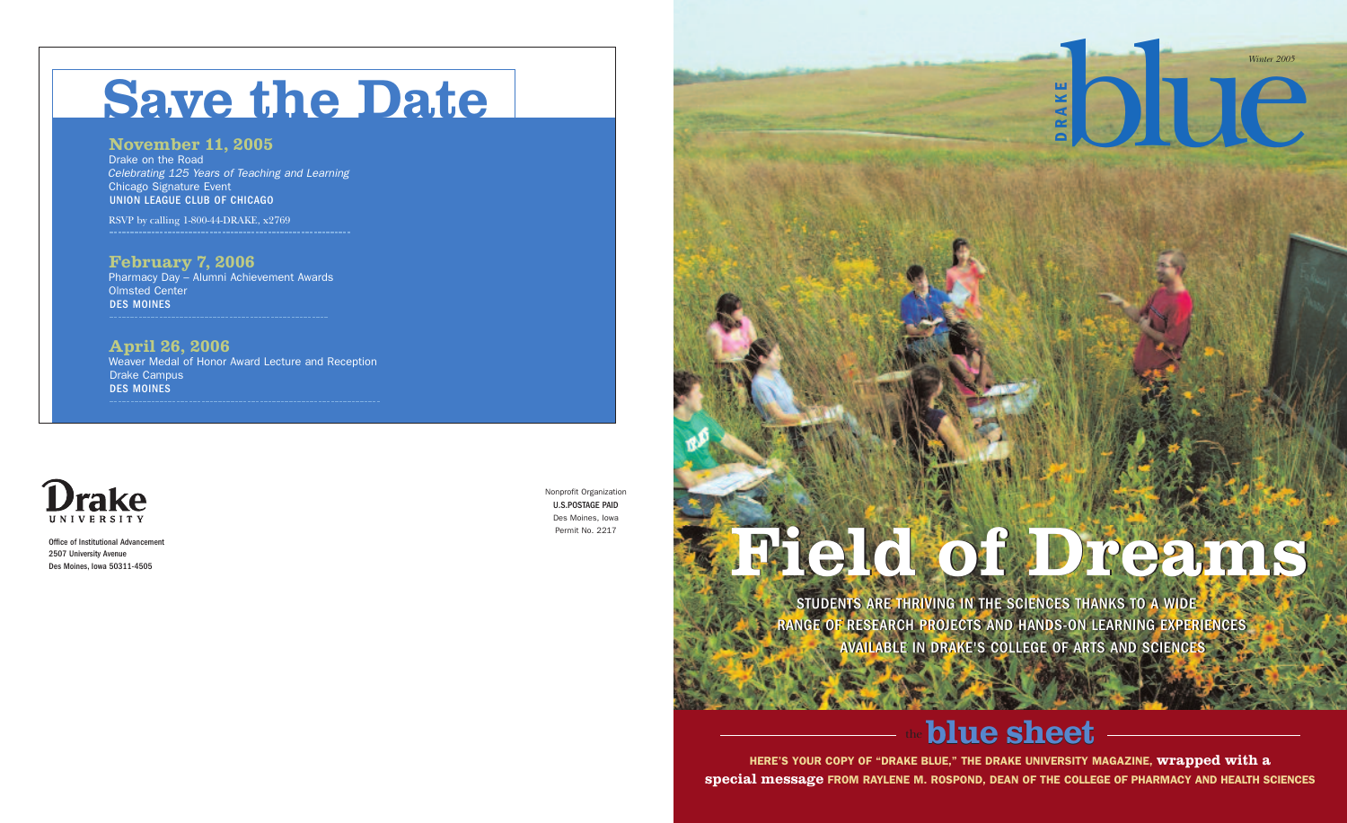# Save the Date

### November 11, 2005

Drake on the Road
*Celebrating 125 Years of Teaching and Learning*
Chicago Signature Event
UNION LEAGUE CLUB OF CHICAGO

RSVP by calling 1-800-44-DRAKE, x2769

### February 7, 2006

Pharmacy Day – Alumni Achievement Awards
Olmsted Center
DES MOINES

### April 26, 2006

Weaver Medal of Honor Award Lecture and Reception
Drake Campus
DES MOINES

Drake UNIVERSITY

Office of Institutional Advancement
2507 University Avenue
Des Moines, Iowa 50311-4505

Nonprofit Organization
U.S.POSTAGE PAID
Des Moines, Iowa
Permit No. 2217

DRAKE blue

*Winter 2005*

# Field of Dreams

STUDENTS ARE THRIVING IN THE SCIENCES THANKS TO A WIDE RANGE OF RESEARCH PROJECTS AND HANDS-ON LEARNING EXPERIENCES AVAILABLE IN DRAKE'S COLLEGE OF ARTS AND SCIENCES

## the blue sheet

HERE'S YOUR COPY OF "DRAKE BLUE," THE DRAKE UNIVERSITY MAGAZINE, **wrapped with a special message** FROM RAYLENE M. ROSPOND, DEAN OF THE COLLEGE OF PHARMACY AND HEALTH SCIENCES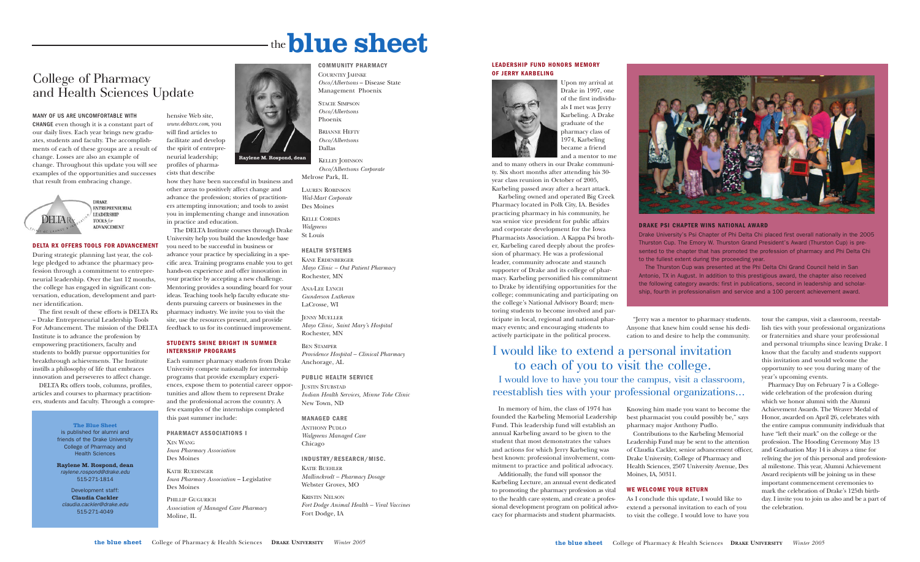# the blue sheet

## College of Pharmacy and Health Sciences Update

**MANY OF US ARE UNCOMFORTABLE WITH CHANGE** even though it is a constant part of our daily lives. Each year brings new graduates, students and faculty. The accomplishments of each of these groups are a result of change. Losses are also an example of change. Throughout this update you will see examples of the opportunities and successes that result from embracing change.

DRAKE ENTREPRENEURIAL LEADERSHIP TOOLS *for* ADVANCEMENT

### DELTA RX OFFERS TOOLS FOR ADVANCEMENT

During strategic planning last year, the college pledged to advance the pharmacy profession through a commitment to entrepreneurial leadership. Over the last 12 months, the college has engaged in significant conversation, education, development and partner identification.

The first result of these efforts is DELTA Rx – Drake Entrepreneurial Leadership Tools For Advancement. The mission of the DELTA Institute is to advance the profession by empowering practitioners, faculty and students to boldly pursue opportunities for breakthrough achievements. The Institute instills a philosophy of life that embraces innovation and perseveres to affect change.

DELTA Rx offers tools, columns, profiles, articles and courses to pharmacy practitioners, students and faculty. Through a comprehensive Web site, *www.deltarx.com*, you will find articles to facilitate and develop the spirit of entrepreneurial leadership; profiles of pharmacists that describe how they have been successful in business and other areas to positively affect change and advance the profession; stories of practitioners attempting innovation; and tools to assist you in implementing change and innovation in practice and education.

The DELTA Institute courses through Drake University help you build the knowledge base you need to be successful in business or advance your practice by specializing in a specific area. Training programs enable you to get hands-on experience and offer innovation in your practice by accepting a new challenge. Mentoring provides a sounding board for your ideas. Teaching tools help faculty educate students pursuing careers or businesses in the pharmacy industry. We invite you to visit the site, use the resources present, and provide feedback to us for its continued improvement.

Raylene M. Rospond, dean

### STUDENTS SHINE BRIGHT IN SUMMER INTERNSHIP PROGRAMS

Each summer pharmacy students from Drake University compete nationally for internship programs that provide exemplary experiences, expose them to potential career opportunities and allow them to represent Drake and the professional across the country. A few examples of the internships completed this past summer include:

**PHARMACY ASSOCIATIONS I**

XIN WANG
*Iowa Pharmacy Association*
Des Moines

KATIE RUEDINGER
*Iowa Pharmacy Association* – Legislative
Des Moines

PHILLIP GUGURICH
*Association of Managed Care Pharmacy*
Moline, IL

**COMMUNITY PHARMACY**

COURNTEY JAHNKE
*Osco/Albertsons* – Disease State Management Phoenix

STACIE SIMPSON
*Osco/Albertsons*
Phoenix

BRIANNE HEFTY
*Osco/Albertsons*
Dallas

KELLEY JOHNSON
*Osco/Albertsons Corporate*
Melrose Park, IL

LAUREN ROBINSON
*Wal-Mart Corporate*
Des Moines

KELLE CORDES
*Walgreens*
St Louis

**HEALTH SYSTEMS**

KANE ERDENBERGER
*Mayo Clinic – Out Patient Pharmacy*
Rochester, MN

ANA-LEE LYNCH
*Gunderson Lutheran*
LaCrosse, WI

JENNY MUELLER
*Mayo Clinic, Saint Mary's Hospital*
Rochester, MN

BEN STAMPER
*Providence Hospital – Clinical Pharmacy*
Anchorage, AL

**PUBLIC HEALTH SERVICE**

JUSTIN STUBSTAD
*Indian Health Services, Minne Tohe Clinic*
New Town, ND

**MANAGED CARE**

ANTHONY PUDLO
*Walgreens Managed Care*
Chicago

**INDUSTRY/RESEARCH/MISC.**

KATIE BUEHLER
*Mallinckrodt – Pharmacy Dosage*
Webster Groves, MO

KRISTIN NELSON
*Fort Dodge Animal Health – Viral Vaccines*
Fort Dodge, IA

---

**The Blue Sheet**
is published for alumni and friends of the Drake University College of Pharmacy and Health Sciences

**Raylene M. Rospond, dean**
*raylene.rospond@drake.edu*
515-271-1814

Development staff:
**Claudia Cackler**
*claudia.cackler@drake.edu*
515-271-4049

---

### LEADERSHIP FUND HONORS MEMORY OF JERRY KARBELING

Upon my arrival at Drake in 1997, one of the first individuals I met was Jerry Karbeling. A Drake graduate of the pharmacy class of 1974, Karbeling became a friend and a mentor to me and to many others in our Drake community. Six short months after attending his 30-year class reunion in October of 2005, Karbeling passed away after a heart attack.

Karbeling owned and operated Big Creek Pharmacy located in Polk City, IA. Besides practicing pharmacy in his community, he was senior vice president for public affairs and corporate development for the Iowa Pharmacists Association. A Kappa Psi brother, Karbeling cared deeply about the profession of pharmacy. He was a professional leader, community advocate and staunch supporter of Drake and its college of pharmacy. Karbeling personified his commitment to Drake by identifying opportunities for the college; communicating and participating on the college's National Advisory Board; mentoring students to become involved and participate in local, regional and national pharmacy events; and encouraging students to actively participate in the political process.

"Jerry was a mentor to pharmacy students. Anyone that knew him could sense his dedication to and desire to help the community. Knowing him made you want to become the best pharmacist you could possibly be," says pharmacy major Anthony Pudlo.

In memory of him, the class of 1974 has founded the Karbeling Memorial Leadership Fund. This leadership fund will establish an annual Karbeling award to be given to the student that most demonstrates the values and actions for which Jerry Karbeling was best known: professional involvement, commitment to practice and political advocacy.

Additionally, the fund will sponsor the Karbeling Lecture, an annual event dedicated to promoting the pharmacy profession as vital to the health care system, and create a professional development program on political advocacy for pharmacists and student pharmacists.

Contributions to the Karbeling Memorial Leadership Fund may be sent to the attention of Claudia Cackler, senior advancement officer, Drake University, College of Pharmacy and Health Sciences, 2507 University Avenue, Des Moines, IA, 50311.

### DRAKE PSI CHAPTER WINS NATIONAL AWARD

Drake University's Psi Chapter of Phi Delta Chi placed first overall nationally in the 2005 Thurston Cup. The Emory W. Thurston Grand President's Award (Thurston Cup) is presented to the chapter that has promoted the profession of pharmacy and Phi Delta Chi to the fullest extent during the proceeding year.

The Thurston Cup was presented at the Phi Delta Chi Grand Council held in San Antonio, TX in August. In addition to this prestigious award, the chapter also received the following category awards: first in publications, second in leadership and scholarship, fourth in professionalism and service and a 100 percent achievement award.

## I would like to extend a personal invitation to each of you to visit the college.

### I would love to have you tour the campus, visit a classroom, reestablish ties with your professional organizations…

### WE WELCOME YOUR RETURN

As I conclude this update, I would like to extend a personal invitation to each of you to visit the college. I would love to have you tour the campus, visit a classroom, reestablish ties with your professional organizations or fraternities and share your professional and personal triumphs since leaving Drake. I know that the faculty and students support this invitation and would welcome the opportunity to see you during many of the year's upcoming events.

Pharmacy Day on February 7 is a College-wide celebration of the profession during which we honor alumni with the Alumni Achievement Awards. The Weaver Medal of Honor, awarded on April 26, celebrates with the entire campus community individuals that have "left their mark" on the college or the profession. The Hooding Ceremony May 13 and Graduation May 14 is always a time for reliving the joy of this personal and professional milestone. This year, Alumni Achievement Award recipients will be joining us in these important commencement ceremonies to mark the celebration of Drake's 125th birthday. I invite you to join us also and be a part of the celebration.